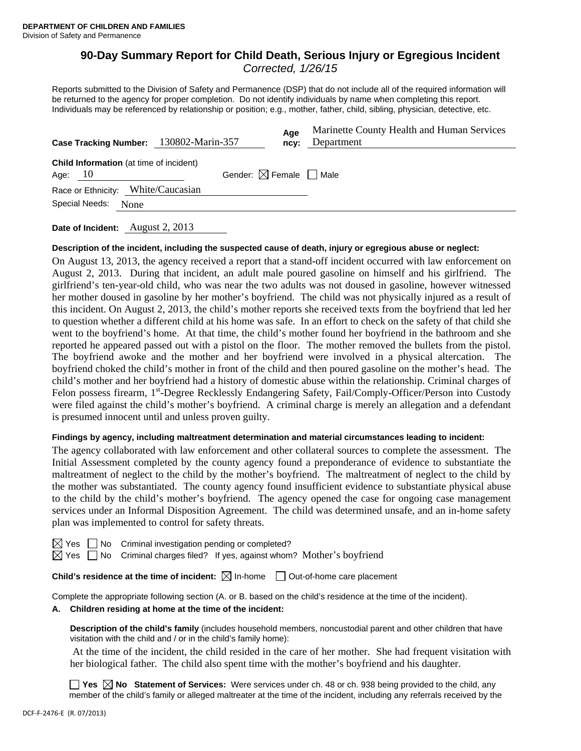**DEPARTMENT OF CHILDREN AND FAMILIES**
Division of Safety and Permanence

# 90-Day Summary Report for Child Death, Serious Injury or Egregious Incident

*Corrected, 1/26/15*

Reports submitted to the Division of Safety and Permanence (DSP) that do not include all of the required information will be returned to the agency for proper completion. Do not identify individuals by name when completing this report. Individuals may be referenced by relationship or position; e.g., mother, father, child, sibling, physician, detective, etc.

**Case Tracking Number:** 130802-Marin-357 **Agency:** Marinette County Health and Human Services Department

**Child Information** (at time of incident)
Age: 10 Gender: ☒ Female ☐ Male
Race or Ethnicity: White/Caucasian
Special Needs: None

**Date of Incident:** August 2, 2013

**Description of the incident, including the suspected cause of death, injury or egregious abuse or neglect:**

On August 13, 2013, the agency received a report that a stand-off incident occurred with law enforcement on August 2, 2013. During that incident, an adult male poured gasoline on himself and his girlfriend. The girlfriend's ten-year-old child, who was near the two adults was not doused in gasoline, however witnessed her mother doused in gasoline by her mother's boyfriend. The child was not physically injured as a result of this incident. On August 2, 2013, the child's mother reports she received texts from the boyfriend that led her to question whether a different child at his home was safe. In an effort to check on the safety of that child she went to the boyfriend's home. At that time, the child's mother found her boyfriend in the bathroom and she reported he appeared passed out with a pistol on the floor. The mother removed the bullets from the pistol. The boyfriend awoke and the mother and her boyfriend were involved in a physical altercation. The boyfriend choked the child's mother in front of the child and then poured gasoline on the mother's head. The child's mother and her boyfriend had a history of domestic abuse within the relationship. Criminal charges of Felon possess firearm, 1st-Degree Recklessly Endangering Safety, Fail/Comply-Officer/Person into Custody were filed against the child's mother's boyfriend. A criminal charge is merely an allegation and a defendant is presumed innocent until and unless proven guilty.

**Findings by agency, including maltreatment determination and material circumstances leading to incident:**

The agency collaborated with law enforcement and other collateral sources to complete the assessment. The Initial Assessment completed by the county agency found a preponderance of evidence to substantiate the maltreatment of neglect to the child by the mother's boyfriend. The maltreatment of neglect to the child by the mother was substantiated. The county agency found insufficient evidence to substantiate physical abuse to the child by the child's mother's boyfriend. The agency opened the case for ongoing case management services under an Informal Disposition Agreement. The child was determined unsafe, and an in-home safety plan was implemented to control for safety threats.

☒ Yes ☐ No Criminal investigation pending or completed?
☒ Yes ☐ No Criminal charges filed? If yes, against whom? Mother's boyfriend

**Child's residence at the time of incident:** ☒ In-home ☐ Out-of-home care placement

Complete the appropriate following section (A. or B. based on the child's residence at the time of the incident).

**A. Children residing at home at the time of the incident:**

**Description of the child's family** (includes household members, noncustodial parent and other children that have visitation with the child and / or in the child's family home):

At the time of the incident, the child resided in the care of her mother. She had frequent visitation with her biological father. The child also spent time with the mother's boyfriend and his daughter.

☐ **Yes** ☒ **No** **Statement of Services:** Were services under ch. 48 or ch. 938 being provided to the child, any member of the child's family or alleged maltreater at the time of the incident, including any referrals received by the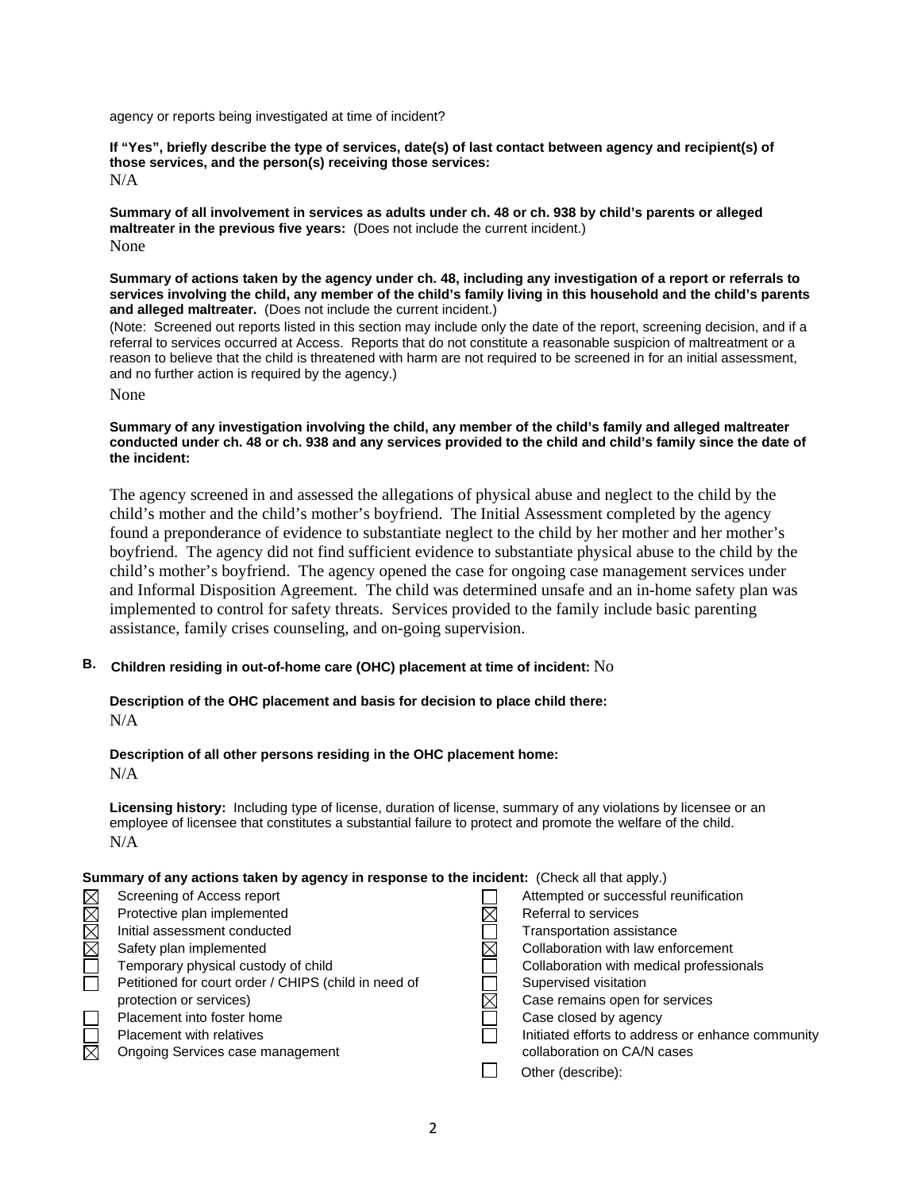agency or reports being investigated at time of incident?

**If "Yes", briefly describe the type of services, date(s) of last contact between agency and recipient(s) of those services, and the person(s) receiving those services:**
N/A

**Summary of all involvement in services as adults under ch. 48 or ch. 938 by child's parents or alleged maltreater in the previous five years:** (Does not include the current incident.)
None

**Summary of actions taken by the agency under ch. 48, including any investigation of a report or referrals to services involving the child, any member of the child's family living in this household and the child's parents and alleged maltreater.** (Does not include the current incident.)
(Note: Screened out reports listed in this section may include only the date of the report, screening decision, and if a referral to services occurred at Access. Reports that do not constitute a reasonable suspicion of maltreatment or a reason to believe that the child is threatened with harm are not required to be screened in for an initial assessment, and no further action is required by the agency.)

None

**Summary of any investigation involving the child, any member of the child's family and alleged maltreater conducted under ch. 48 or ch. 938 and any services provided to the child and child's family since the date of the incident:**

The agency screened in and assessed the allegations of physical abuse and neglect to the child by the child's mother and the child's mother's boyfriend. The Initial Assessment completed by the agency found a preponderance of evidence to substantiate neglect to the child by her mother and her mother's boyfriend. The agency did not find sufficient evidence to substantiate physical abuse to the child by the child's mother's boyfriend. The agency opened the case for ongoing case management services under and Informal Disposition Agreement. The child was determined unsafe and an in-home safety plan was implemented to control for safety threats. Services provided to the family include basic parenting assistance, family crises counseling, and on-going supervision.

**B. Children residing in out-of-home care (OHC) placement at time of incident:** No

**Description of the OHC placement and basis for decision to place child there:**
N/A

**Description of all other persons residing in the OHC placement home:**
N/A

**Licensing history:** Including type of license, duration of license, summary of any violations by licensee or an employee of licensee that constitutes a substantial failure to protect and promote the welfare of the child.
N/A

**Summary of any actions taken by agency in response to the incident:** (Check all that apply.)

- ☒ Screening of Access report
- ☒ Protective plan implemented
- ☒ Initial assessment conducted
- ☒ Safety plan implemented
- ☐ Temporary physical custody of child
- ☐ Petitioned for court order / CHIPS (child in need of protection or services)
- ☐ Placement into foster home
- ☐ Placement with relatives
- ☒ Ongoing Services case management
- ☐ Attempted or successful reunification
- ☒ Referral to services
- ☐ Transportation assistance
- ☒ Collaboration with law enforcement
- ☐ Collaboration with medical professionals
- ☐ Supervised visitation
- ☒ Case remains open for services
- ☐ Case closed by agency
- ☐ Initiated efforts to address or enhance community collaboration on CA/N cases
- ☐ Other (describe):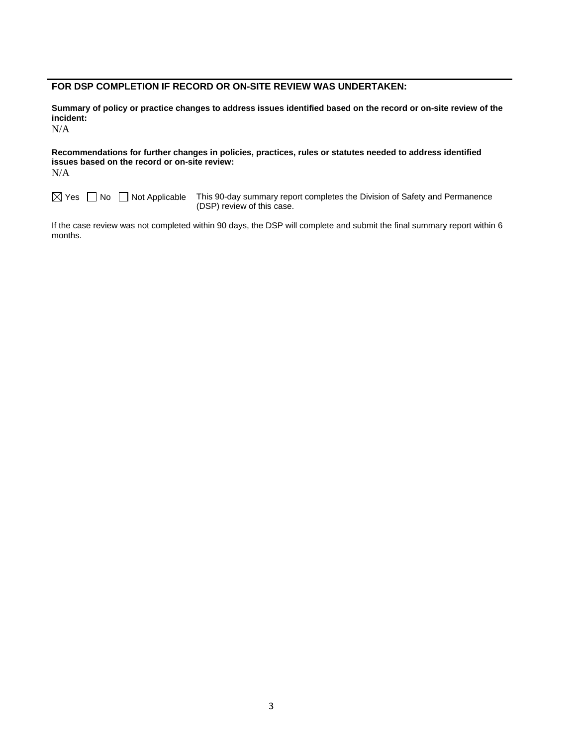**FOR DSP COMPLETION IF RECORD OR ON-SITE REVIEW WAS UNDERTAKEN:**

**Summary of policy or practice changes to address issues identified based on the record or on-site review of the incident:**

N/A

**Recommendations for further changes in policies, practices, rules or statutes needed to address identified issues based on the record or on-site review:**

N/A

☒ Yes ☐ No ☐ Not Applicable This 90-day summary report completes the Division of Safety and Permanence (DSP) review of this case.

If the case review was not completed within 90 days, the DSP will complete and submit the final summary report within 6 months.